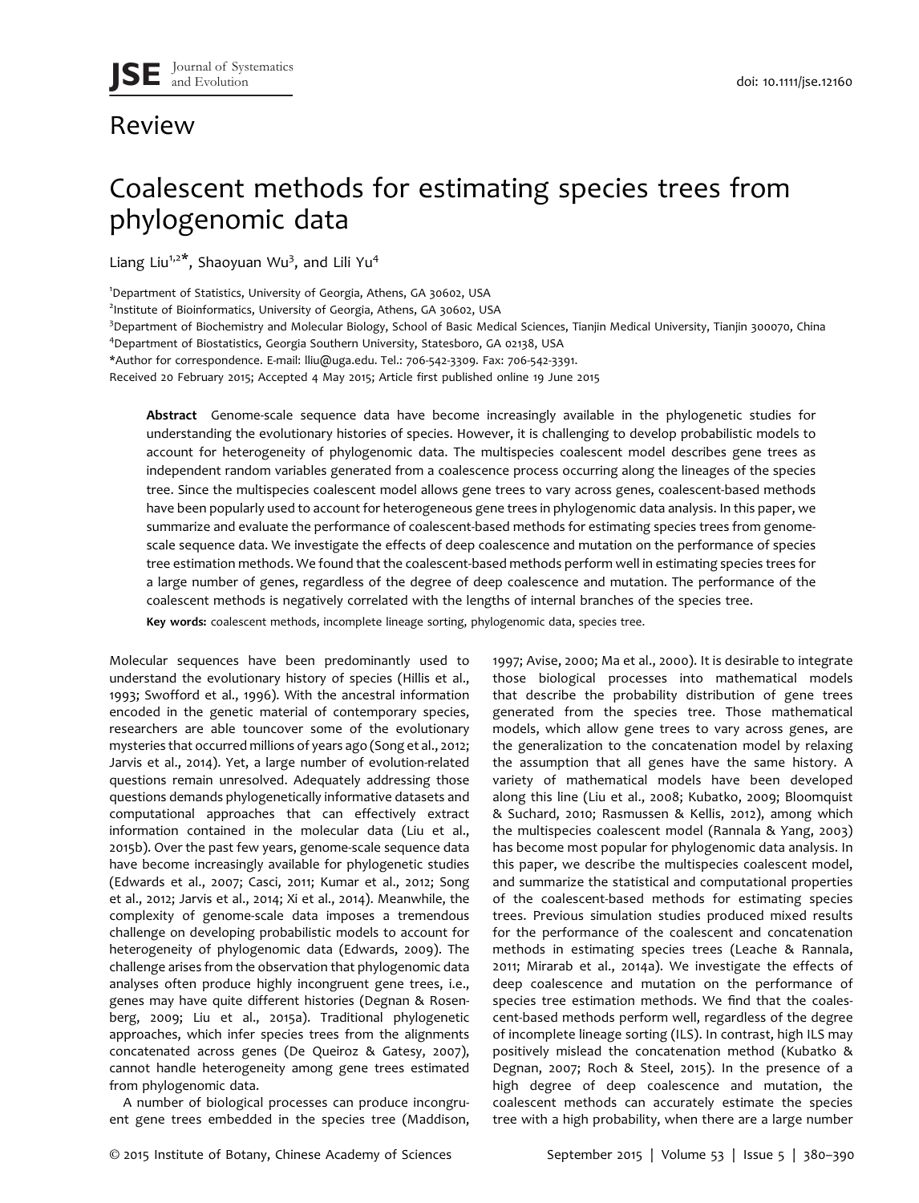# Review

# Coalescent methods for estimating species trees from phylogenomic data

Liang Liu[1,2]*, Shaoyuan Wu[3], and Lili Yu[4]

[1]Department of Statistics, University of Georgia, Athens, GA 30602, USA
[2]Institute of Bioinformatics, University of Georgia, Athens, GA 30602, USA
[3]Department of Biochemistry and Molecular Biology, School of Basic Medical Sciences, Tianjin Medical University, Tianjin 300070, China
[4]Department of Biostatistics, Georgia Southern University, Statesboro, GA 02138, USA
*Author for correspondence. E-mail: lliu@uga.edu. Tel.: 706-542-3309. Fax: 706-542-3391.
Received 20 February 2015; Accepted 4 May 2015; Article first published online 19 June 2015

**Abstract** Genome-scale sequence data have become increasingly available in the phylogenetic studies for understanding the evolutionary histories of species. However, it is challenging to develop probabilistic models to account for heterogeneity of phylogenomic data. The multispecies coalescent model describes gene trees as independent random variables generated from a coalescence process occurring along the lineages of the species tree. Since the multispecies coalescent model allows gene trees to vary across genes, coalescent-based methods have been popularly used to account for heterogeneous gene trees in phylogenomic data analysis. In this paper, we summarize and evaluate the performance of coalescent-based methods for estimating species trees from genome-scale sequence data. We investigate the effects of deep coalescence and mutation on the performance of species tree estimation methods. We found that the coalescent-based methods perform well in estimating species trees for a large number of genes, regardless of the degree of deep coalescence and mutation. The performance of the coalescent methods is negatively correlated with the lengths of internal branches of the species tree.

**Key words:** coalescent methods, incomplete lineage sorting, phylogenomic data, species tree.

Molecular sequences have been predominantly used to understand the evolutionary history of species (Hillis et al., 1993; Swofford et al., 1996). With the ancestral information encoded in the genetic material of contemporary species, researchers are able touncover some of the evolutionary mysteries that occurred millions of years ago (Song et al., 2012; Jarvis et al., 2014). Yet, a large number of evolution-related questions remain unresolved. Adequately addressing those questions demands phylogenetically informative datasets and computational approaches that can effectively extract information contained in the molecular data (Liu et al., 2015b). Over the past few years, genome-scale sequence data have become increasingly available for phylogenetic studies (Edwards et al., 2007; Casci, 2011; Kumar et al., 2012; Song et al., 2012; Jarvis et al., 2014; Xi et al., 2014). Meanwhile, the complexity of genome-scale data imposes a tremendous challenge on developing probabilistic models to account for heterogeneity of phylogenomic data (Edwards, 2009). The challenge arises from the observation that phylogenomic data analyses often produce highly incongruent gene trees, i.e., genes may have quite different histories (Degnan & Rosenberg, 2009; Liu et al., 2015a). Traditional phylogenetic approaches, which infer species trees from the alignments concatenated across genes (De Queiroz & Gatesy, 2007), cannot handle heterogeneity among gene trees estimated from phylogenomic data.

A number of biological processes can produce incongruent gene trees embedded in the species tree (Maddison, 1997; Avise, 2000; Ma et al., 2000). It is desirable to integrate those biological processes into mathematical models that describe the probability distribution of gene trees generated from the species tree. Those mathematical models, which allow gene trees to vary across genes, are the generalization to the concatenation model by relaxing the assumption that all genes have the same history. A variety of mathematical models have been developed along this line (Liu et al., 2008; Kubatko, 2009; Bloomquist & Suchard, 2010; Rasmussen & Kellis, 2012), among which the multispecies coalescent model (Rannala & Yang, 2003) has become most popular for phylogenomic data analysis. In this paper, we describe the multispecies coalescent model, and summarize the statistical and computational properties of the coalescent-based methods for estimating species trees. Previous simulation studies produced mixed results for the performance of the coalescent and concatenation methods in estimating species trees (Leache & Rannala, 2011; Mirarab et al., 2014a). We investigate the effects of deep coalescence and mutation on the performance of species tree estimation methods. We find that the coalescent-based methods perform well, regardless of the degree of incomplete lineage sorting (ILS). In contrast, high ILS may positively mislead the concatenation method (Kubatko & Degnan, 2007; Roch & Steel, 2015). In the presence of a high degree of deep coalescence and mutation, the coalescent methods can accurately estimate the species tree with a high probability, when there are a large number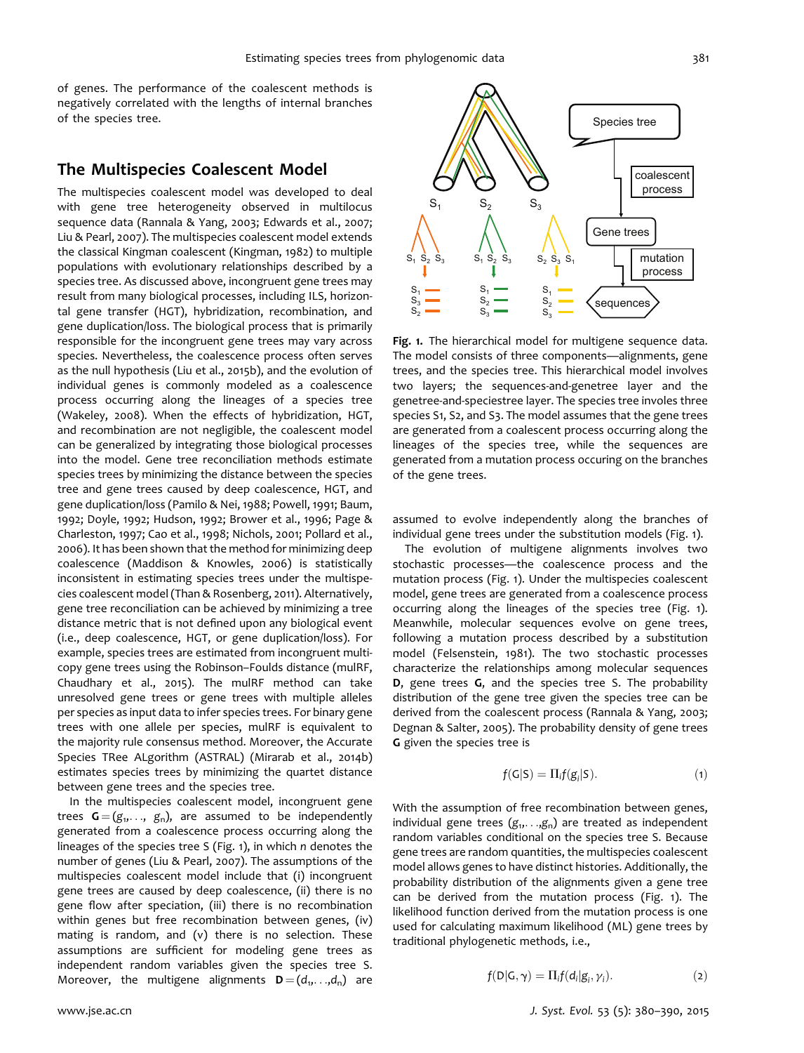of genes. The performance of the coalescent methods is negatively correlated with the lengths of internal branches of the species tree.

## The Multispecies Coalescent Model

The multispecies coalescent model was developed to deal with gene tree heterogeneity observed in multilocus sequence data (Rannala & Yang, 2003; Edwards et al., 2007; Liu & Pearl, 2007). The multispecies coalescent model extends the classical Kingman coalescent (Kingman, 1982) to multiple populations with evolutionary relationships described by a species tree. As discussed above, incongruent gene trees may result from many biological processes, including ILS, horizontal gene transfer (HGT), hybridization, recombination, and gene duplication/loss. The biological process that is primarily responsible for the incongruent gene trees may vary across species. Nevertheless, the coalescence process often serves as the null hypothesis (Liu et al., 2015b), and the evolution of individual genes is commonly modeled as a coalescence process occurring along the lineages of a species tree (Wakeley, 2008). When the effects of hybridization, HGT, and recombination are not negligible, the coalescent model can be generalized by integrating those biological processes into the model. Gene tree reconciliation methods estimate species trees by minimizing the distance between the species tree and gene trees caused by deep coalescence, HGT, and gene duplication/loss (Pamilo & Nei, 1988; Powell, 1991; Baum, 1992; Doyle, 1992; Hudson, 1992; Brower et al., 1996; Page & Charleston, 1997; Cao et al., 1998; Nichols, 2001; Pollard et al., 2006). It has been shown that the method for minimizing deep coalescence (Maddison & Knowles, 2006) is statistically inconsistent in estimating species trees under the multispecies coalescent model (Than & Rosenberg, 2011). Alternatively, gene tree reconciliation can be achieved by minimizing a tree distance metric that is not defined upon any biological event (i.e., deep coalescence, HGT, or gene duplication/loss). For example, species trees are estimated from incongruent multi-copy gene trees using the Robinson–Foulds distance (mulRF, Chaudhary et al., 2015). The mulRF method can take unresolved gene trees or gene trees with multiple alleles per species as input data to infer species trees. For binary gene trees with one allele per species, mulRF is equivalent to the majority rule consensus method. Moreover, the Accurate Species TRee ALgorithm (ASTRAL) (Mirarab et al., 2014b) estimates species trees by minimizing the quartet distance between gene trees and the species tree.

In the multispecies coalescent model, incongruent gene trees $\mathbf{G} = (g_1, \ldots, g_n)$, are assumed to be independently generated from a coalescence process occurring along the lineages of the species tree S (Fig. 1), in which $n$ denotes the number of genes (Liu & Pearl, 2007). The assumptions of the multispecies coalescent model include that (i) incongruent gene trees are caused by deep coalescence, (ii) there is no gene flow after speciation, (iii) there is no recombination within genes but free recombination between genes, (iv) mating is random, and (v) there is no selection. These assumptions are sufficient for modeling gene trees as independent random variables given the species tree S. Moreover, the multigene alignments $\mathbf{D} = (d_1, \ldots, d_n)$ are assumed to evolve independently along the branches of individual gene trees under the substitution models (Fig. 1).

**Fig. 1.** The hierarchical model for multigene sequence data. The model consists of three components—alignments, gene trees, and the species tree. This hierarchical model involves two layers; the sequences-and-genetree layer and the genetree-and-speciestree layer. The species tree involes three species S1, S2, and S3. The model assumes that the gene trees are generated from a coalescent process occurring along the lineages of the species tree, while the sequences are generated from a mutation process occuring on the branches of the gene trees.

The evolution of multigene alignments involves two stochastic processes—the coalescence process and the mutation process (Fig. 1). Under the multispecies coalescent model, gene trees are generated from a coalescence process occurring along the lineages of the species tree (Fig. 1). Meanwhile, molecular sequences evolve on gene trees, following a mutation process described by a substitution model (Felsenstein, 1981). The two stochastic processes characterize the relationships among molecular sequences **D**, gene trees **G**, and the species tree S. The probability distribution of the gene tree given the species tree can be derived from the coalescent process (Rannala & Yang, 2003; Degnan & Salter, 2005). The probability density of gene trees **G** given the species tree is

$$f(\mathbf{G}|S) = \Pi_i f(g_i|S). \tag{1}$$

With the assumption of free recombination between genes, individual gene trees $(g_1, \ldots, g_n)$ are treated as independent random variables conditional on the species tree S. Because gene trees are random quantities, the multispecies coalescent model allows genes to have distinct histories. Additionally, the probability distribution of the alignments given a gene tree can be derived from the mutation process (Fig. 1). The likelihood function derived from the mutation process is one used for calculating maximum likelihood (ML) gene trees by traditional phylogenetic methods, i.e.,

$$f(\mathbf{D}|\mathbf{G}, \gamma) = \Pi_i f(d_i|g_i, \gamma_i). \tag{2}$$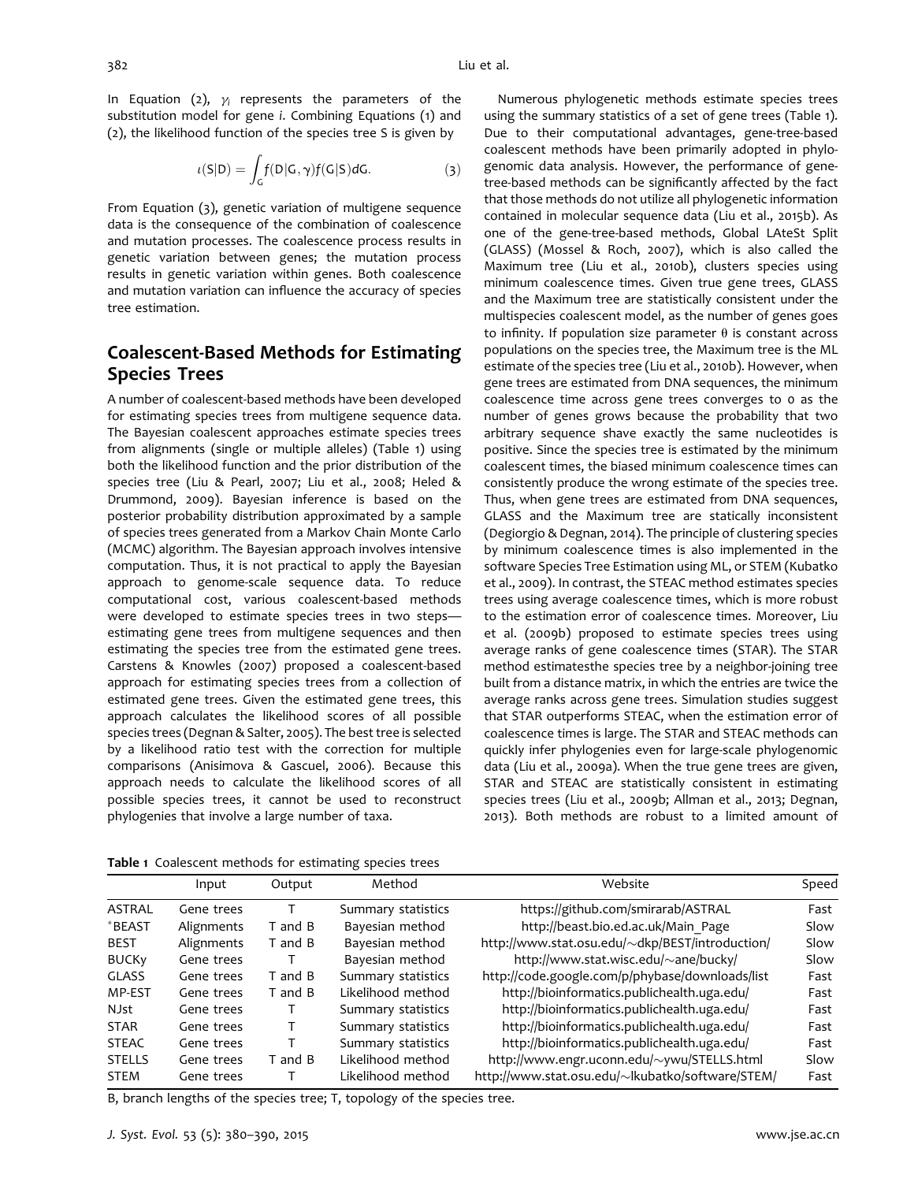In Equation (2), $\gamma_i$ represents the parameters of the substitution model for gene *i*. Combining Equations (1) and (2), the likelihood function of the species tree S is given by

$$\iota(S|D) = \int_G f(D|G,\gamma)f(G|S)dG. \tag{3}$$

From Equation (3), genetic variation of multigene sequence data is the consequence of the combination of coalescence and mutation processes. The coalescence process results in genetic variation between genes; the mutation process results in genetic variation within genes. Both coalescence and mutation variation can influence the accuracy of species tree estimation.

## Coalescent-Based Methods for Estimating Species Trees

A number of coalescent-based methods have been developed for estimating species trees from multigene sequence data. The Bayesian coalescent approaches estimate species trees from alignments (single or multiple alleles) (Table 1) using both the likelihood function and the prior distribution of the species tree (Liu & Pearl, 2007; Liu et al., 2008; Heled & Drummond, 2009). Bayesian inference is based on the posterior probability distribution approximated by a sample of species trees generated from a Markov Chain Monte Carlo (MCMC) algorithm. The Bayesian approach involves intensive computation. Thus, it is not practical to apply the Bayesian approach to genome-scale sequence data. To reduce computational cost, various coalescent-based methods were developed to estimate species trees in two steps—estimating gene trees from multigene sequences and then estimating the species tree from the estimated gene trees. Carstens & Knowles (2007) proposed a coalescent-based approach for estimating species trees from a collection of estimated gene trees. Given the estimated gene trees, this approach calculates the likelihood scores of all possible species trees (Degnan & Salter, 2005). The best tree is selected by a likelihood ratio test with the correction for multiple comparisons (Anisimova & Gascuel, 2006). Because this approach needs to calculate the likelihood scores of all possible species trees, it cannot be used to reconstruct phylogenies that involve a large number of taxa.

Numerous phylogenetic methods estimate species trees using the summary statistics of a set of gene trees (Table 1). Due to their computational advantages, gene-tree-based coalescent methods have been primarily adopted in phylogenomic data analysis. However, the performance of gene-tree-based methods can be significantly affected by the fact that those methods do not utilize all phylogenetic information contained in molecular sequence data (Liu et al., 2015b). As one of the gene-tree-based methods, Global LAteSt Split (GLASS) (Mossel & Roch, 2007), which is also called the Maximum tree (Liu et al., 2010b), clusters species using minimum coalescence times. Given true gene trees, GLASS and the Maximum tree are statistically consistent under the multispecies coalescent model, as the number of genes goes to infinity. If population size parameter θ is constant across populations on the species tree, the Maximum tree is the ML estimate of the species tree (Liu et al., 2010b). However, when gene trees are estimated from DNA sequences, the minimum coalescence time across gene trees converges to 0 as the number of genes grows because the probability that two arbitrary sequence shave exactly the same nucleotides is positive. Since the species tree is estimated by the minimum coalescent times, the biased minimum coalescence times can consistently produce the wrong estimate of the species tree. Thus, when gene trees are estimated from DNA sequences, GLASS and the Maximum tree are statically inconsistent (Degiorgio & Degnan, 2014). The principle of clustering species by minimum coalescence times is also implemented in the software Species Tree Estimation using ML, or STEM (Kubatko et al., 2009). In contrast, the STEAC method estimates species trees using average coalescence times, which is more robust to the estimation error of coalescence times. Moreover, Liu et al. (2009b) proposed to estimate species trees using average ranks of gene coalescence times (STAR). The STAR method estimatesthe species tree by a neighbor-joining tree built from a distance matrix, in which the entries are twice the average ranks across gene trees. Simulation studies suggest that STAR outperforms STEAC, when the estimation error of coalescence times is large. The STAR and STEAC methods can quickly infer phylogenies even for large-scale phylogenomic data (Liu et al., 2009a). When the true gene trees are given, STAR and STEAC are statistically consistent in estimating species trees (Liu et al., 2009b; Allman et al., 2013; Degnan, 2013). Both methods are robust to a limited amount of

**Table 1** Coalescent methods for estimating species trees

| | Input | Output | Method | Website | Speed |
|---|---|---|---|---|---|
| ASTRAL | Gene trees | T | Summary statistics | https://github.com/smirarab/ASTRAL | Fast |
| *BEAST | Alignments | T and B | Bayesian method | http://beast.bio.ed.ac.uk/Main_Page | Slow |
| BEST | Alignments | T and B | Bayesian method | http://www.stat.osu.edu/~dkp/BEST/introduction/ | Slow |
| BUCKy | Gene trees | T | Bayesian method | http://www.stat.wisc.edu/~ane/bucky/ | Slow |
| GLASS | Gene trees | T and B | Summary statistics | http://code.google.com/p/phybase/downloads/list | Fast |
| MP-EST | Gene trees | T and B | Likelihood method | http://bioinformatics.publichealth.uga.edu/ | Fast |
| NJst | Gene trees | T | Summary statistics | http://bioinformatics.publichealth.uga.edu/ | Fast |
| STAR | Gene trees | T | Summary statistics | http://bioinformatics.publichealth.uga.edu/ | Fast |
| STEAC | Gene trees | T | Summary statistics | http://bioinformatics.publichealth.uga.edu/ | Fast |
| STELLS | Gene trees | T and B | Likelihood method | http://www.engr.uconn.edu/~ywu/STELLS.html | Slow |
| STEM | Gene trees | T | Likelihood method | http://www.stat.osu.edu/~lkubatko/software/STEM/ | Fast |

B, branch lengths of the species tree; T, topology of the species tree.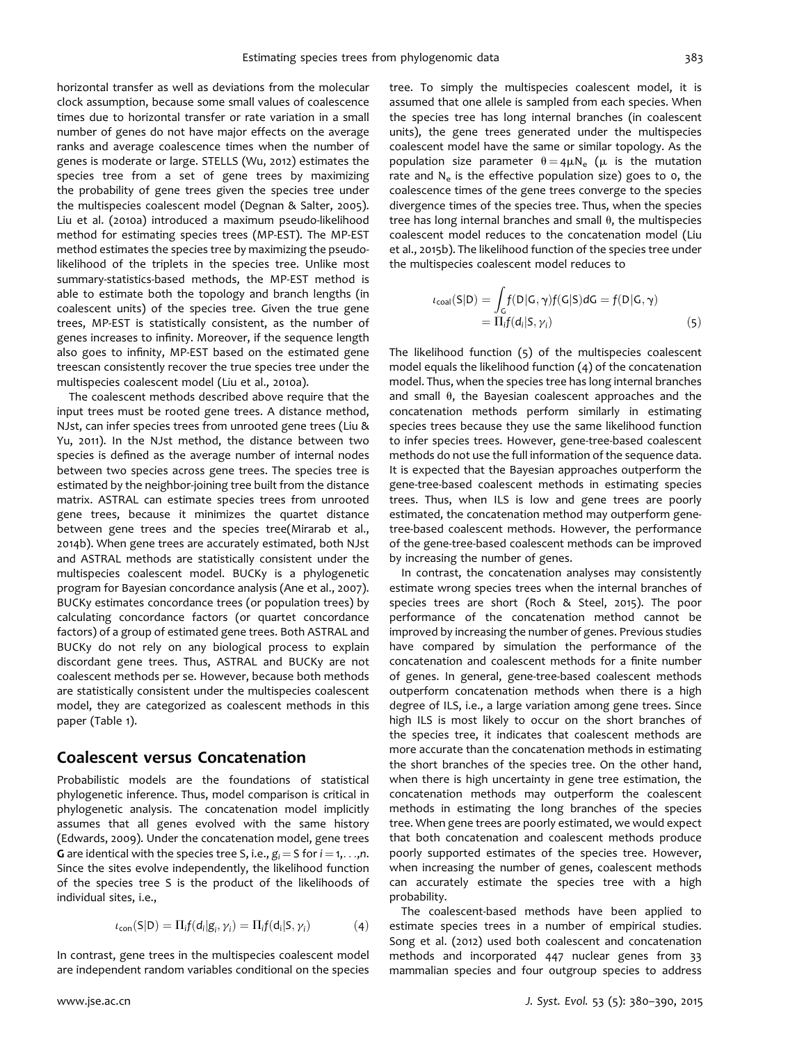horizontal transfer as well as deviations from the molecular clock assumption, because some small values of coalescence times due to horizontal transfer or rate variation in a small number of genes do not have major effects on the average ranks and average coalescence times when the number of genes is moderate or large. STELLS (Wu, 2012) estimates the species tree from a set of gene trees by maximizing the probability of gene trees given the species tree under the multispecies coalescent model (Degnan & Salter, 2005). Liu et al. (2010a) introduced a maximum pseudo-likelihood method for estimating species trees (MP-EST). The MP-EST method estimates the species tree by maximizing the pseudo-likelihood of the triplets in the species tree. Unlike most summary-statistics-based methods, the MP-EST method is able to estimate both the topology and branch lengths (in coalescent units) of the species tree. Given the true gene trees, MP-EST is statistically consistent, as the number of genes increases to infinity. Moreover, if the sequence length also goes to infinity, MP-EST based on the estimated gene treescan consistently recover the true species tree under the multispecies coalescent model (Liu et al., 2010a).

The coalescent methods described above require that the input trees must be rooted gene trees. A distance method, NJst, can infer species trees from unrooted gene trees (Liu & Yu, 2011). In the NJst method, the distance between two species is defined as the average number of internal nodes between two species across gene trees. The species tree is estimated by the neighbor-joining tree built from the distance matrix. ASTRAL can estimate species trees from unrooted gene trees, because it minimizes the quartet distance between gene trees and the species tree(Mirarab et al., 2014b). When gene trees are accurately estimated, both NJst and ASTRAL methods are statistically consistent under the multispecies coalescent model. BUCKy is a phylogenetic program for Bayesian concordance analysis (Ane et al., 2007). BUCKy estimates concordance trees (or population trees) by calculating concordance factors (or quartet concordance factors) of a group of estimated gene trees. Both ASTRAL and BUCKy do not rely on any biological process to explain discordant gene trees. Thus, ASTRAL and BUCKy are not coalescent methods per se. However, because both methods are statistically consistent under the multispecies coalescent model, they are categorized as coalescent methods in this paper (Table 1).

## Coalescent versus Concatenation

Probabilistic models are the foundations of statistical phylogenetic inference. Thus, model comparison is critical in phylogenetic analysis. The concatenation model implicitly assumes that all genes evolved with the same history (Edwards, 2009). Under the concatenation model, gene trees **G** are identical with the species tree S, i.e., $g_i = S$ for $i = 1,\ldots,n$. Since the sites evolve independently, the likelihood function of the species tree S is the product of the likelihoods of individual sites, i.e.,

$$\iota_{\mathrm{con}}(S|D) = \Pi_i f(d_i|g_i, \gamma_i) = \Pi_i f(d_i|S, \gamma_i) \tag{4}$$

In contrast, gene trees in the multispecies coalescent model are independent random variables conditional on the species tree. To simply the multispecies coalescent model, it is assumed that one allele is sampled from each species. When the species tree has long internal branches (in coalescent units), the gene trees generated under the multispecies coalescent model have the same or similar topology. As the population size parameter $\theta = 4\mu N_e$ ($\mu$ is the mutation rate and $N_e$ is the effective population size) goes to 0, the coalescence times of the gene trees converge to the species divergence times of the species tree. Thus, when the species tree has long internal branches and small $\theta$, the multispecies coalescent model reduces to the concatenation model (Liu et al., 2015b). The likelihood function of the species tree under the multispecies coalescent model reduces to

$$\begin{aligned}\iota_{\mathrm{coal}}(S|D) &= \int_G f(D|G,\gamma) f(G|S) dG = f(D|G,\gamma) \\ &= \Pi_i f(d_i|S,\gamma_i)\end{aligned} \tag{5}$$

The likelihood function (5) of the multispecies coalescent model equals the likelihood function (4) of the concatenation model. Thus, when the species tree has long internal branches and small $\theta$, the Bayesian coalescent approaches and the concatenation methods perform similarly in estimating species trees because they use the same likelihood function to infer species trees. However, gene-tree-based coalescent methods do not use the full information of the sequence data. It is expected that the Bayesian approaches outperform the gene-tree-based coalescent methods in estimating species trees. Thus, when ILS is low and gene trees are poorly estimated, the concatenation method may outperform gene-tree-based coalescent methods. However, the performance of the gene-tree-based coalescent methods can be improved by increasing the number of genes.

In contrast, the concatenation analyses may consistently estimate wrong species trees when the internal branches of species trees are short (Roch & Steel, 2015). The poor performance of the concatenation method cannot be improved by increasing the number of genes. Previous studies have compared by simulation the performance of the concatenation and coalescent methods for a finite number of genes. In general, gene-tree-based coalescent methods outperform concatenation methods when there is a high degree of ILS, i.e., a large variation among gene trees. Since high ILS is most likely to occur on the short branches of the species tree, it indicates that coalescent methods are more accurate than the concatenation methods in estimating the short branches of the species tree. On the other hand, when there is high uncertainty in gene tree estimation, the concatenation methods may outperform the coalescent methods in estimating the long branches of the species tree. When gene trees are poorly estimated, we would expect that both concatenation and coalescent methods produce poorly supported estimates of the species tree. However, when increasing the number of genes, coalescent methods can accurately estimate the species tree with a high probability.

The coalescent-based methods have been applied to estimate species trees in a number of empirical studies. Song et al. (2012) used both coalescent and concatenation methods and incorporated 447 nuclear genes from 33 mammalian species and four outgroup species to address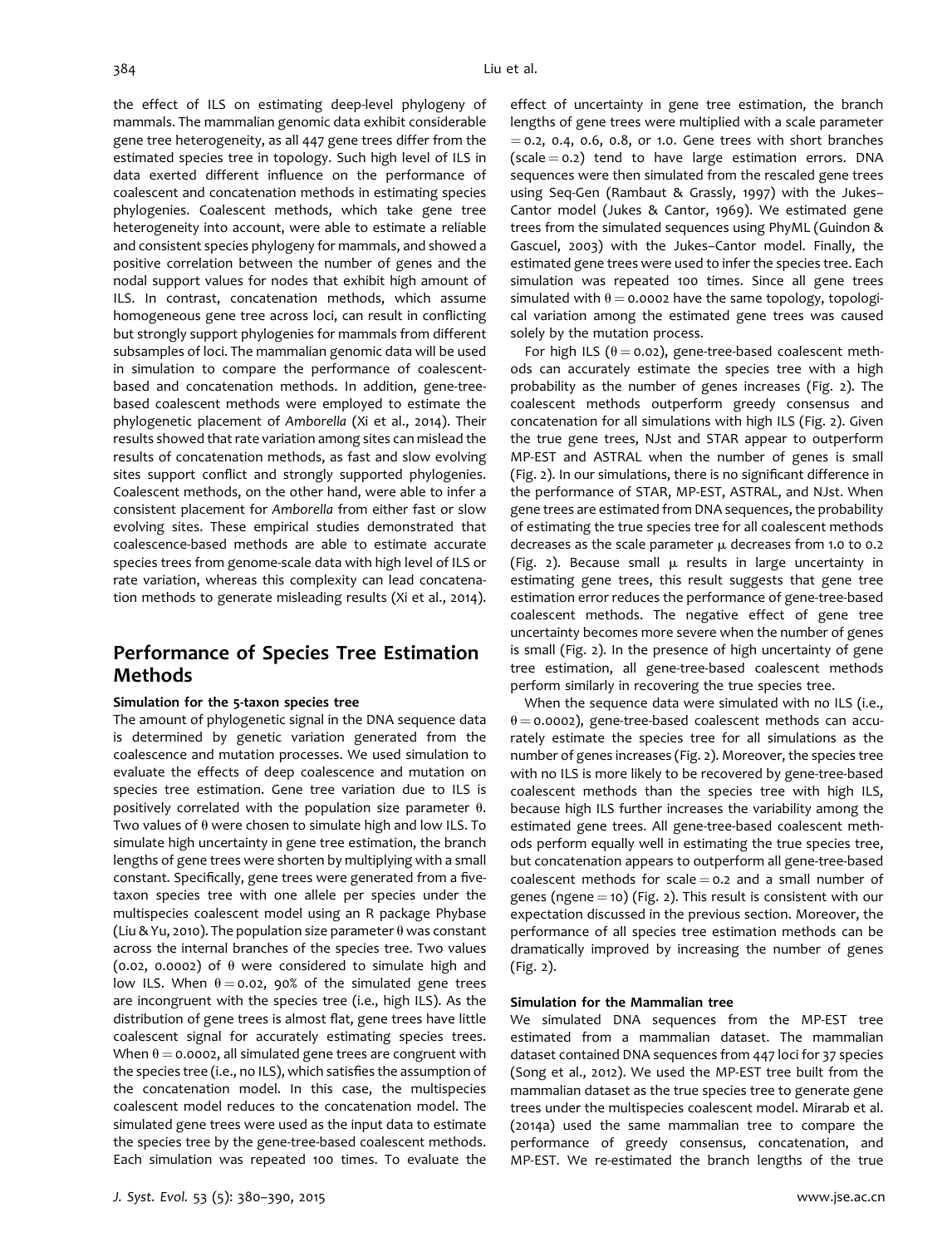the effect of ILS on estimating deep-level phylogeny of mammals. The mammalian genomic data exhibit considerable gene tree heterogeneity, as all 447 gene trees differ from the estimated species tree in topology. Such high level of ILS in data exerted different influence on the performance of coalescent and concatenation methods in estimating species phylogenies. Coalescent methods, which take gene tree heterogeneity into account, were able to estimate a reliable and consistent species phylogeny for mammals, and showed a positive correlation between the number of genes and the nodal support values for nodes that exhibit high amount of ILS. In contrast, concatenation methods, which assume homogeneous gene tree across loci, can result in conflicting but strongly support phylogenies for mammals from different subsamples of loci. The mammalian genomic data will be used in simulation to compare the performance of coalescent-based and concatenation methods. In addition, gene-tree-based coalescent methods were employed to estimate the phylogenetic placement of *Amborella* (Xi et al., 2014). Their results showed that rate variation among sites can mislead the results of concatenation methods, as fast and slow evolving sites support conflict and strongly supported phylogenies. Coalescent methods, on the other hand, were able to infer a consistent placement for *Amborella* from either fast or slow evolving sites. These empirical studies demonstrated that coalescence-based methods are able to estimate accurate species trees from genome-scale data with high level of ILS or rate variation, whereas this complexity can lead concatenation methods to generate misleading results (Xi et al., 2014).

## Performance of Species Tree Estimation Methods

### Simulation for the 5-taxon species tree

The amount of phylogenetic signal in the DNA sequence data is determined by genetic variation generated from the coalescence and mutation processes. We used simulation to evaluate the effects of deep coalescence and mutation on species tree estimation. Gene tree variation due to ILS is positively correlated with the population size parameter $\theta$. Two values of $\theta$ were chosen to simulate high and low ILS. To simulate high uncertainty in gene tree estimation, the branch lengths of gene trees were shorten by multiplying with a small constant. Specifically, gene trees were generated from a five-taxon species tree with one allele per species under the multispecies coalescent model using an R package Phybase (Liu & Yu, 2010). The population size parameter $\theta$ was constant across the internal branches of the species tree. Two values (0.02, 0.0002) of $\theta$ were considered to simulate high and low ILS. When $\theta = 0.02$, 90% of the simulated gene trees are incongruent with the species tree (i.e., high ILS). As the distribution of gene trees is almost flat, gene trees have little coalescent signal for accurately estimating species trees. When $\theta = 0.0002$, all simulated gene trees are congruent with the species tree (i.e., no ILS), which satisfies the assumption of the concatenation model. In this case, the multispecies coalescent model reduces to the concatenation model. The simulated gene trees were used as the input data to estimate the species tree by the gene-tree-based coalescent methods. Each simulation was repeated 100 times. To evaluate the effect of uncertainty in gene tree estimation, the branch lengths of gene trees were multiplied with a scale parameter = 0.2, 0.4, 0.6, 0.8, or 1.0. Gene trees with short branches (scale = 0.2) tend to have large estimation errors. DNA sequences were then simulated from the rescaled gene trees using Seq-Gen (Rambaut & Grassly, 1997) with the Jukes–Cantor model (Jukes & Cantor, 1969). We estimated gene trees from the simulated sequences using PhyML (Guindon & Gascuel, 2003) with the Jukes–Cantor model. Finally, the estimated gene trees were used to infer the species tree. Each simulation was repeated 100 times. Since all gene trees simulated with $\theta = 0.0002$ have the same topology, topological variation among the estimated gene trees was caused solely by the mutation process.

For high ILS ($\theta = 0.02$), gene-tree-based coalescent methods can accurately estimate the species tree with a high probability as the number of genes increases (Fig. 2). The coalescent methods outperform greedy consensus and concatenation for all simulations with high ILS (Fig. 2). Given the true gene trees, NJst and STAR appear to outperform MP-EST and ASTRAL when the number of genes is small (Fig. 2). In our simulations, there is no significant difference in the performance of STAR, MP-EST, ASTRAL, and NJst. When gene trees are estimated from DNA sequences, the probability of estimating the true species tree for all coalescent methods decreases as the scale parameter $\mu$ decreases from 1.0 to 0.2 (Fig. 2). Because small $\mu$ results in large uncertainty in estimating gene trees, this result suggests that gene tree estimation error reduces the performance of gene-tree-based coalescent methods. The negative effect of gene tree uncertainty becomes more severe when the number of genes is small (Fig. 2). In the presence of high uncertainty of gene tree estimation, all gene-tree-based coalescent methods perform similarly in recovering the true species tree.

When the sequence data were simulated with no ILS (i.e., $\theta = 0.0002$), gene-tree-based coalescent methods can accurately estimate the species tree for all simulations as the number of genes increases (Fig. 2). Moreover, the species tree with no ILS is more likely to be recovered by gene-tree-based coalescent methods than the species tree with high ILS, because high ILS further increases the variability among the estimated gene trees. All gene-tree-based coalescent methods perform equally well in estimating the true species tree, but concatenation appears to outperform all gene-tree-based coalescent methods for scale = 0.2 and a small number of genes (ngene = 10) (Fig. 2). This result is consistent with our expectation discussed in the previous section. Moreover, the performance of all species tree estimation methods can be dramatically improved by increasing the number of genes (Fig. 2).

### Simulation for the Mammalian tree

We simulated DNA sequences from the MP-EST tree estimated from a mammalian dataset. The mammalian dataset contained DNA sequences from 447 loci for 37 species (Song et al., 2012). We used the MP-EST tree built from the mammalian dataset as the true species tree to generate gene trees under the multispecies coalescent model. Mirarab et al. (2014a) used the same mammalian tree to compare the performance of greedy consensus, concatenation, and MP-EST. We re-estimated the branch lengths of the true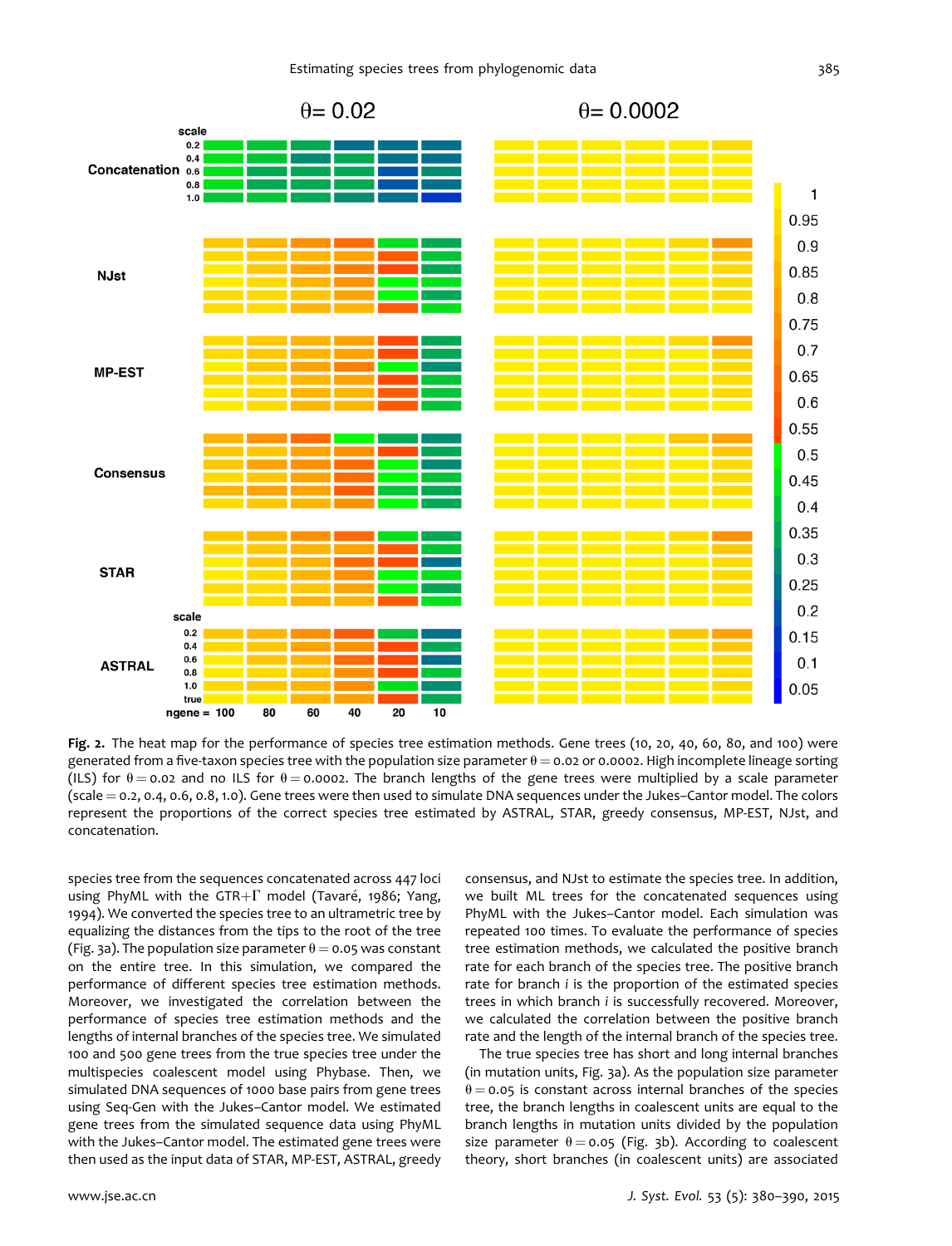**Fig. 2.** The heat map for the performance of species tree estimation methods. Gene trees (10, 20, 40, 60, 80, and 100) were generated from a five-taxon species tree with the population size parameter $\theta = 0.02$ or 0.0002. High incomplete lineage sorting (ILS) for $\theta = 0.02$ and no ILS for $\theta = 0.0002$. The branch lengths of the gene trees were multiplied by a scale parameter (scale = 0.2, 0.4, 0.6, 0.8, 1.0). Gene trees were then used to simulate DNA sequences under the Jukes–Cantor model. The colors represent the proportions of the correct species tree estimated by ASTRAL, STAR, greedy consensus, MP-EST, NJst, and concatenation.

species tree from the sequences concatenated across 447 loci using PhyML with the GTR+$\Gamma$ model (Tavaré, 1986; Yang, 1994). We converted the species tree to an ultrametric tree by equalizing the distances from the tips to the root of the tree (Fig. 3a). The population size parameter $\theta = 0.05$ was constant on the entire tree. In this simulation, we compared the performance of different species tree estimation methods. Moreover, we investigated the correlation between the performance of species tree estimation methods and the lengths of internal branches of the species tree. We simulated 100 and 500 gene trees from the true species tree under the multispecies coalescent model using Phybase. Then, we simulated DNA sequences of 1000 base pairs from gene trees using Seq-Gen with the Jukes–Cantor model. We estimated gene trees from the simulated sequence data using PhyML with the Jukes–Cantor model. The estimated gene trees were then used as the input data of STAR, MP-EST, ASTRAL, greedy consensus, and NJst to estimate the species tree. In addition, we built ML trees for the concatenated sequences using PhyML with the Jukes–Cantor model. Each simulation was repeated 100 times. To evaluate the performance of species tree estimation methods, we calculated the positive branch rate for each branch of the species tree. The positive branch rate for branch *i* is the proportion of the estimated species trees in which branch *i* is successfully recovered. Moreover, we calculated the correlation between the positive branch rate and the length of the internal branch of the species tree.

The true species tree has short and long internal branches (in mutation units, Fig. 3a). As the population size parameter $\theta = 0.05$ is constant across internal branches of the species tree, the branch lengths in coalescent units are equal to the branch lengths in mutation units divided by the population size parameter $\theta = 0.05$ (Fig. 3b). According to coalescent theory, short branches (in coalescent units) are associated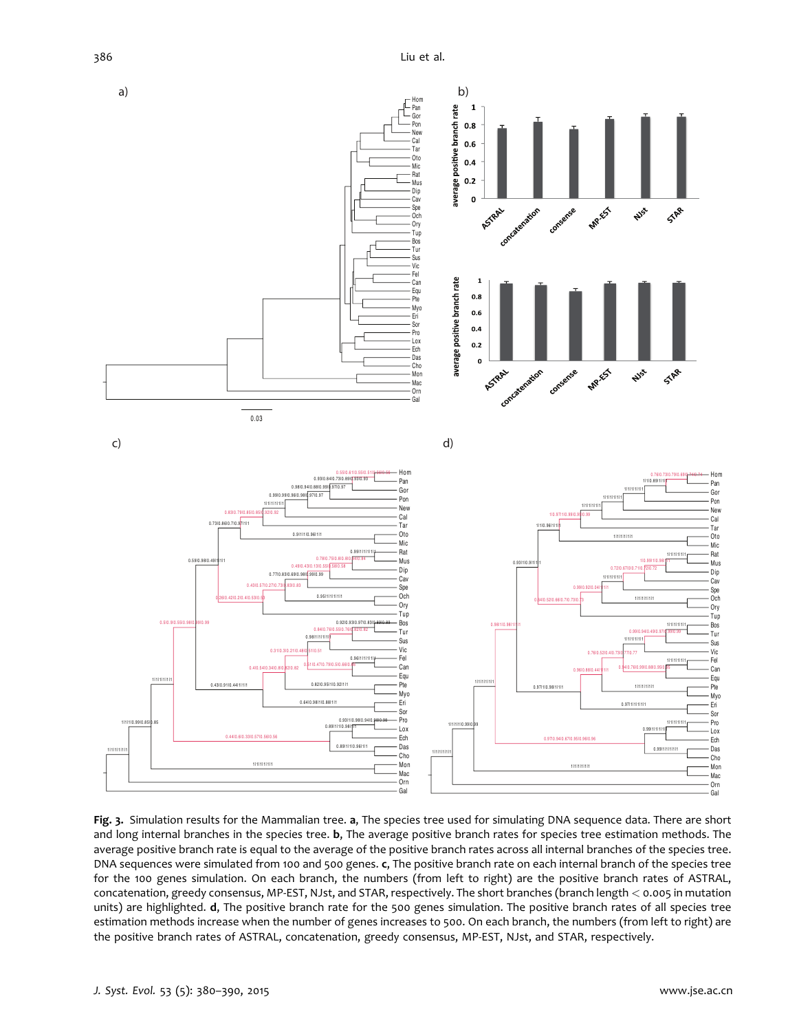**Fig. 3.** Simulation results for the Mammalian tree. **a**, The species tree used for simulating DNA sequence data. There are short and long internal branches in the species tree. **b**, The average positive branch rates for species tree estimation methods. The average positive branch rate is equal to the average of the positive branch rates across all internal branches of the species tree. DNA sequences were simulated from 100 and 500 genes. **c**, The positive branch rate on each internal branch of the species tree for the 100 genes simulation. On each branch, the numbers (from left to right) are the positive branch rates of ASTRAL, concatenation, greedy consensus, MP-EST, NJst, and STAR, respectively. The short branches (branch length < 0.005 in mutation units) are highlighted. **d**, The positive branch rate for the 500 genes simulation. The positive branch rates of all species tree estimation methods increase when the number of genes increases to 500. On each branch, the numbers (from left to right) are the positive branch rates of ASTRAL, concatenation, greedy consensus, MP-EST, NJst, and STAR, respectively.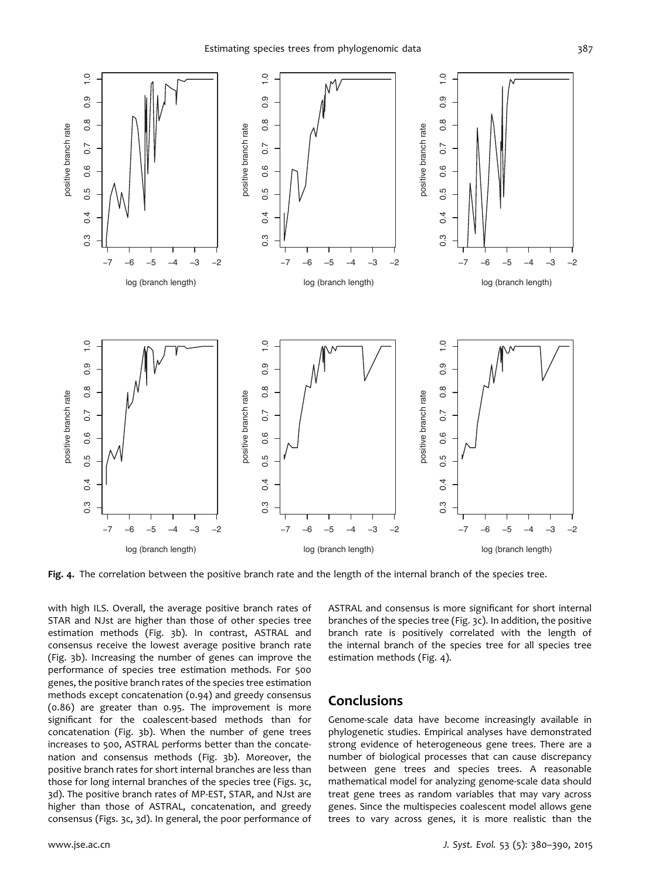Fig. 4. The correlation between the positive branch rate and the length of the internal branch of the species tree.

with high ILS. Overall, the average positive branch rates of STAR and NJst are higher than those of other species tree estimation methods (Fig. 3b). In contrast, ASTRAL and consensus receive the lowest average positive branch rate (Fig. 3b). Increasing the number of genes can improve the performance of species tree estimation methods. For 500 genes, the positive branch rates of the species tree estimation methods except concatenation (0.94) and greedy consensus (0.86) are greater than 0.95. The improvement is more significant for the coalescent-based methods than for concatenation (Fig. 3b). When the number of gene trees increases to 500, ASTRAL performs better than the concatenation and consensus methods (Fig. 3b). Moreover, the positive branch rates for short internal branches are less than those for long internal branches of the species tree (Figs. 3c, 3d). The positive branch rates of MP-EST, STAR, and NJst are higher than those of ASTRAL, concatenation, and greedy consensus (Figs. 3c, 3d). In general, the poor performance of ASTRAL and consensus is more significant for short internal branches of the species tree (Fig. 3c). In addition, the positive branch rate is positively correlated with the length of the internal branch of the species tree for all species tree estimation methods (Fig. 4).

## Conclusions

Genome-scale data have become increasingly available in phylogenetic studies. Empirical analyses have demonstrated strong evidence of heterogeneous gene trees. There are a number of biological processes that can cause discrepancy between gene trees and species trees. A reasonable mathematical model for analyzing genome-scale data should treat gene trees as random variables that may vary across genes. Since the multispecies coalescent model allows gene trees to vary across genes, it is more realistic than the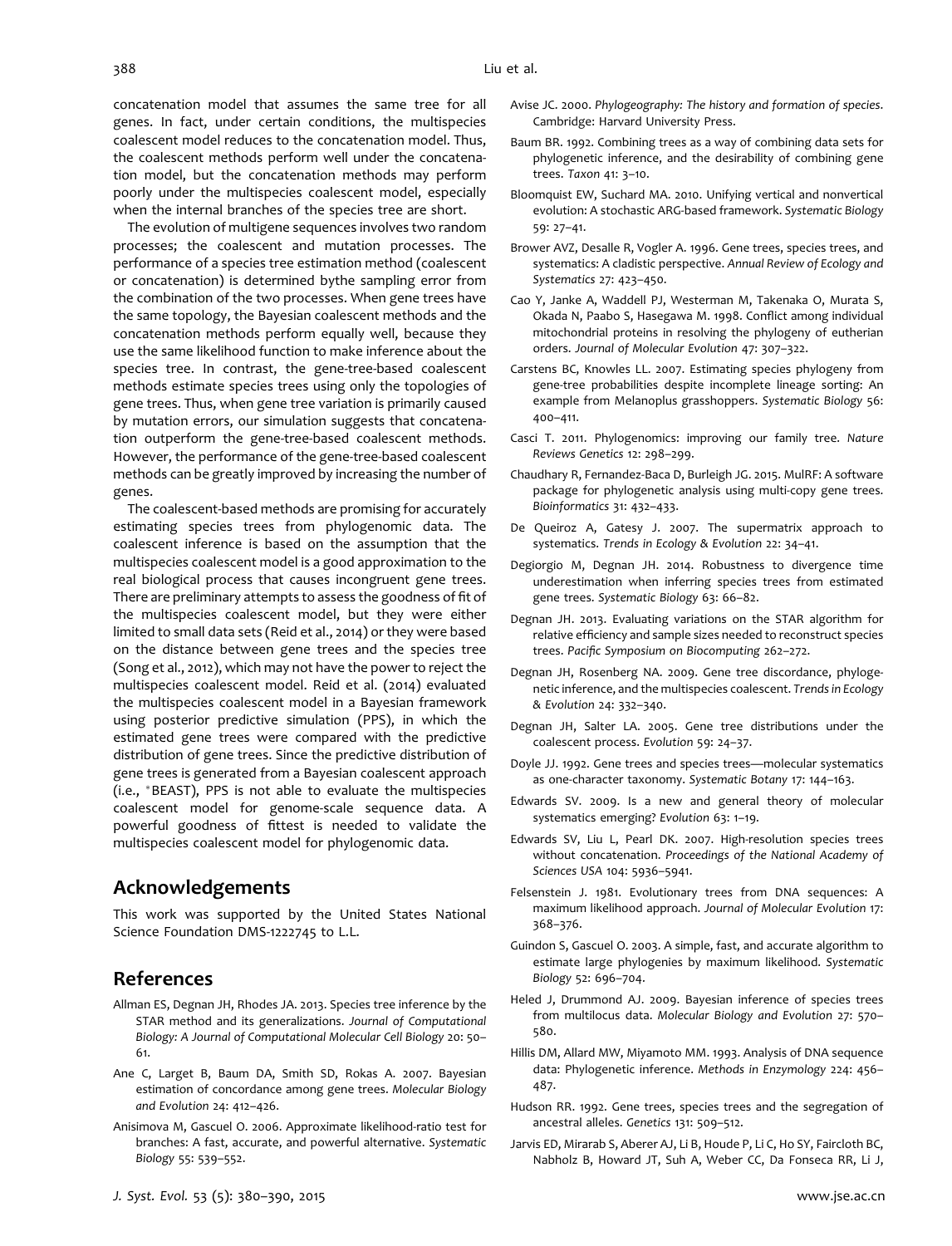concatenation model that assumes the same tree for all genes. In fact, under certain conditions, the multispecies coalescent model reduces to the concatenation model. Thus, the coalescent methods perform well under the concatenation model, but the concatenation methods may perform poorly under the multispecies coalescent model, especially when the internal branches of the species tree are short.

The evolution of multigene sequences involves two random processes; the coalescent and mutation processes. The performance of a species tree estimation method (coalescent or concatenation) is determined bythe sampling error from the combination of the two processes. When gene trees have the same topology, the Bayesian coalescent methods and the concatenation methods perform equally well, because they use the same likelihood function to make inference about the species tree. In contrast, the gene-tree-based coalescent methods estimate species trees using only the topologies of gene trees. Thus, when gene tree variation is primarily caused by mutation errors, our simulation suggests that concatenation outperform the gene-tree-based coalescent methods. However, the performance of the gene-tree-based coalescent methods can be greatly improved by increasing the number of genes.

The coalescent-based methods are promising for accurately estimating species trees from phylogenomic data. The coalescent inference is based on the assumption that the multispecies coalescent model is a good approximation to the real biological process that causes incongruent gene trees. There are preliminary attempts to assess the goodness of fit of the multispecies coalescent model, but they were either limited to small data sets (Reid et al., 2014) or they were based on the distance between gene trees and the species tree (Song et al., 2012), which may not have the power to reject the multispecies coalescent model. Reid et al. (2014) evaluated the multispecies coalescent model in a Bayesian framework using posterior predictive simulation (PPS), in which the estimated gene trees were compared with the predictive distribution of gene trees. Since the predictive distribution of gene trees is generated from a Bayesian coalescent approach (i.e., *BEAST), PPS is not able to evaluate the multispecies coalescent model for genome-scale sequence data. A powerful goodness of fittest is needed to validate the multispecies coalescent model for phylogenomic data.

## Acknowledgements

This work was supported by the United States National Science Foundation DMS-1222745 to L.L.

## References

Allman ES, Degnan JH, Rhodes JA. 2013. Species tree inference by the STAR method and its generalizations. *Journal of Computational Biology: A Journal of Computational Molecular Cell Biology* 20: 50–61.

Ane C, Larget B, Baum DA, Smith SD, Rokas A. 2007. Bayesian estimation of concordance among gene trees. *Molecular Biology and Evolution* 24: 412–426.

Anisimova M, Gascuel O. 2006. Approximate likelihood-ratio test for branches: A fast, accurate, and powerful alternative. *Systematic Biology* 55: 539–552.

Avise JC. 2000. *Phylogeography: The history and formation of species*. Cambridge: Harvard University Press.

Baum BR. 1992. Combining trees as a way of combining data sets for phylogenetic inference, and the desirability of combining gene trees. *Taxon* 41: 3–10.

Bloomquist EW, Suchard MA. 2010. Unifying vertical and nonvertical evolution: A stochastic ARG-based framework. *Systematic Biology* 59: 27–41.

Brower AVZ, Desalle R, Vogler A. 1996. Gene trees, species trees, and systematics: A cladistic perspective. *Annual Review of Ecology and Systematics* 27: 423–450.

Cao Y, Janke A, Waddell PJ, Westerman M, Takenaka O, Murata S, Okada N, Paabo S, Hasegawa M. 1998. Conflict among individual mitochondrial proteins in resolving the phylogeny of eutherian orders. *Journal of Molecular Evolution* 47: 307–322.

Carstens BC, Knowles LL. 2007. Estimating species phylogeny from gene-tree probabilities despite incomplete lineage sorting: An example from Melanoplus grasshoppers. *Systematic Biology* 56: 400–411.

Casci T. 2011. Phylogenomics: improving our family tree. *Nature Reviews Genetics* 12: 298–299.

Chaudhary R, Fernandez-Baca D, Burleigh JG. 2015. MulRF: A software package for phylogenetic analysis using multi-copy gene trees. *Bioinformatics* 31: 432–433.

De Queiroz A, Gatesy J. 2007. The supermatrix approach to systematics. *Trends in Ecology & Evolution* 22: 34–41.

Degiorgio M, Degnan JH. 2014. Robustness to divergence time underestimation when inferring species trees from estimated gene trees. *Systematic Biology* 63: 66–82.

Degnan JH. 2013. Evaluating variations on the STAR algorithm for relative efficiency and sample sizes needed to reconstruct species trees. *Pacific Symposium on Biocomputing* 262–272.

Degnan JH, Rosenberg NA. 2009. Gene tree discordance, phylogenetic inference, and the multispecies coalescent. *Trends in Ecology & Evolution* 24: 332–340.

Degnan JH, Salter LA. 2005. Gene tree distributions under the coalescent process. *Evolution* 59: 24–37.

Doyle JJ. 1992. Gene trees and species trees—molecular systematics as one-character taxonomy. *Systematic Botany* 17: 144–163.

Edwards SV. 2009. Is a new and general theory of molecular systematics emerging? *Evolution* 63: 1–19.

Edwards SV, Liu L, Pearl DK. 2007. High-resolution species trees without concatenation. *Proceedings of the National Academy of Sciences USA* 104: 5936–5941.

Felsenstein J. 1981. Evolutionary trees from DNA sequences: A maximum likelihood approach. *Journal of Molecular Evolution* 17: 368–376.

Guindon S, Gascuel O. 2003. A simple, fast, and accurate algorithm to estimate large phylogenies by maximum likelihood. *Systematic Biology* 52: 696–704.

Heled J, Drummond AJ. 2009. Bayesian inference of species trees from multilocus data. *Molecular Biology and Evolution* 27: 570–580.

Hillis DM, Allard MW, Miyamoto MM. 1993. Analysis of DNA sequence data: Phylogenetic inference. *Methods in Enzymology* 224: 456–487.

Hudson RR. 1992. Gene trees, species trees and the segregation of ancestral alleles. *Genetics* 131: 509–512.

Jarvis ED, Mirarab S, Aberer AJ, Li B, Houde P, Li C, Ho SY, Faircloth BC, Nabholz B, Howard JT, Suh A, Weber CC, Da Fonseca RR, Li J,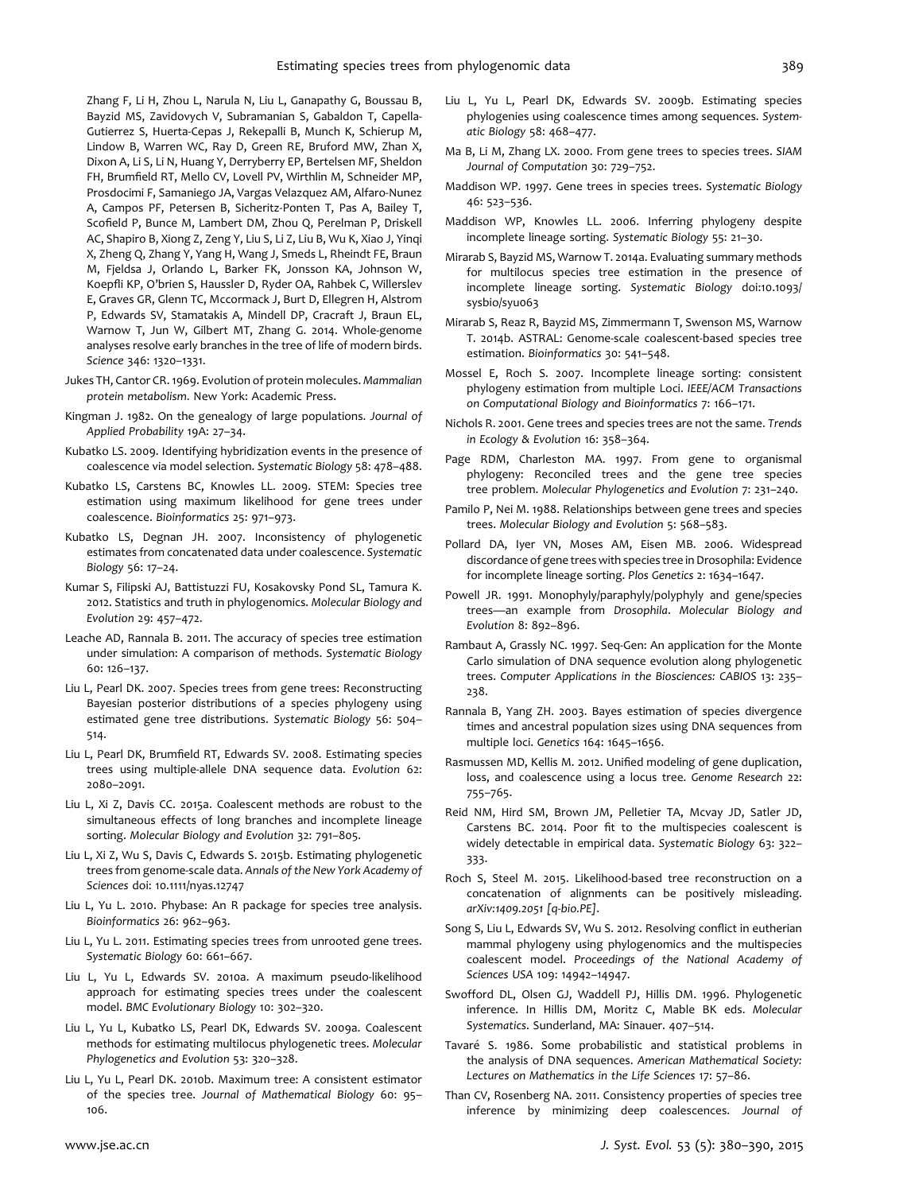Zhang F, Li H, Zhou L, Narula N, Liu L, Ganapathy G, Boussau B, Bayzid MS, Zavidovych V, Subramanian S, Gabaldon T, Capella-Gutierrez S, Huerta-Cepas J, Rekepalli B, Munch K, Schierup M, Lindow B, Warren WC, Ray D, Green RE, Bruford MW, Zhan X, Dixon A, Li S, Li N, Huang Y, Derryberry EP, Bertelsen MF, Sheldon FH, Brumfield RT, Mello CV, Lovell PV, Wirthlin M, Schneider MP, Prosdocimi F, Samaniego JA, Vargas Velazquez AM, Alfaro-Nunez A, Campos PF, Petersen B, Sicheritz-Ponten T, Pas A, Bailey T, Scofield P, Bunce M, Lambert DM, Zhou Q, Perelman P, Driskell AC, Shapiro B, Xiong Z, Zeng Y, Liu S, Li Z, Liu B, Wu K, Xiao J, Yinqi X, Zheng Q, Zhang Y, Yang H, Wang J, Smeds L, Rheindt FE, Braun M, Fjeldsa J, Orlando L, Barker FK, Jonsson KA, Johnson W, Koepfli KP, O'brien S, Haussler D, Ryder OA, Rahbek C, Willerslev E, Graves GR, Glenn TC, Mccormack J, Burt D, Ellegren H, Alstrom P, Edwards SV, Stamatakis A, Mindell DP, Cracraft J, Braun EL, Warnow T, Jun W, Gilbert MT, Zhang G. 2014. Whole-genome analyses resolve early branches in the tree of life of modern birds. *Science* 346: 1320–1331.

Jukes TH, Cantor CR. 1969. Evolution of protein molecules. *Mammalian protein metabolism*. New York: Academic Press.

Kingman J. 1982. On the genealogy of large populations. *Journal of Applied Probability* 19A: 27–34.

Kubatko LS. 2009. Identifying hybridization events in the presence of coalescence via model selection. *Systematic Biology* 58: 478–488.

Kubatko LS, Carstens BC, Knowles LL. 2009. STEM: Species tree estimation using maximum likelihood for gene trees under coalescence. *Bioinformatics* 25: 971–973.

Kubatko LS, Degnan JH. 2007. Inconsistency of phylogenetic estimates from concatenated data under coalescence. *Systematic Biology* 56: 17–24.

Kumar S, Filipski AJ, Battistuzzi FU, Kosakovsky Pond SL, Tamura K. 2012. Statistics and truth in phylogenomics. *Molecular Biology and Evolution* 29: 457–472.

Leache AD, Rannala B. 2011. The accuracy of species tree estimation under simulation: A comparison of methods. *Systematic Biology* 60: 126–137.

Liu L, Pearl DK. 2007. Species trees from gene trees: Reconstructing Bayesian posterior distributions of a species phylogeny using estimated gene tree distributions. *Systematic Biology* 56: 504–514.

Liu L, Pearl DK, Brumfield RT, Edwards SV. 2008. Estimating species trees using multiple-allele DNA sequence data. *Evolution* 62: 2080–2091.

Liu L, Xi Z, Davis CC. 2015a. Coalescent methods are robust to the simultaneous effects of long branches and incomplete lineage sorting. *Molecular Biology and Evolution* 32: 791–805.

Liu L, Xi Z, Wu S, Davis C, Edwards S. 2015b. Estimating phylogenetic trees from genome-scale data. *Annals of the New York Academy of Sciences* doi: 10.1111/nyas.12747

Liu L, Yu L. 2010. Phybase: An R package for species tree analysis. *Bioinformatics* 26: 962–963.

Liu L, Yu L. 2011. Estimating species trees from unrooted gene trees. *Systematic Biology* 60: 661–667.

Liu L, Yu L, Edwards SV. 2010a. A maximum pseudo-likelihood approach for estimating species trees under the coalescent model. *BMC Evolutionary Biology* 10: 302–320.

Liu L, Yu L, Kubatko LS, Pearl DK, Edwards SV. 2009a. Coalescent methods for estimating multilocus phylogenetic trees. *Molecular Phylogenetics and Evolution* 53: 320–328.

Liu L, Yu L, Pearl DK. 2010b. Maximum tree: A consistent estimator of the species tree. *Journal of Mathematical Biology* 60: 95–106.

Liu L, Yu L, Pearl DK, Edwards SV. 2009b. Estimating species phylogenies using coalescence times among sequences. *Systematic Biology* 58: 468–477.

Ma B, Li M, Zhang LX. 2000. From gene trees to species trees. *SIAM Journal of Computation* 30: 729–752.

Maddison WP. 1997. Gene trees in species trees. *Systematic Biology* 46: 523–536.

Maddison WP, Knowles LL. 2006. Inferring phylogeny despite incomplete lineage sorting. *Systematic Biology* 55: 21–30.

Mirarab S, Bayzid MS, Warnow T. 2014a. Evaluating summary methods for multilocus species tree estimation in the presence of incomplete lineage sorting. *Systematic Biology* doi:10.1093/sysbio/syu063

Mirarab S, Reaz R, Bayzid MS, Zimmermann T, Swenson MS, Warnow T. 2014b. ASTRAL: Genome-scale coalescent-based species tree estimation. *Bioinformatics* 30: 541–548.

Mossel E, Roch S. 2007. Incomplete lineage sorting: consistent phylogeny estimation from multiple Loci. *IEEE/ACM Transactions on Computational Biology and Bioinformatics* 7: 166–171.

Nichols R. 2001. Gene trees and species trees are not the same. *Trends in Ecology & Evolution* 16: 358–364.

Page RDM, Charleston MA. 1997. From gene to organismal phylogeny: Reconciled trees and the gene tree species tree problem. *Molecular Phylogenetics and Evolution* 7: 231–240.

Pamilo P, Nei M. 1988. Relationships between gene trees and species trees. *Molecular Biology and Evolution* 5: 568–583.

Pollard DA, Iyer VN, Moses AM, Eisen MB. 2006. Widespread discordance of gene trees with species tree in Drosophila: Evidence for incomplete lineage sorting. *Plos Genetics* 2: 1634–1647.

Powell JR. 1991. Monophyly/paraphyly/polyphyly and gene/species trees—an example from *Drosophila*. *Molecular Biology and Evolution* 8: 892–896.

Rambaut A, Grassly NC. 1997. Seq-Gen: An application for the Monte Carlo simulation of DNA sequence evolution along phylogenetic trees. *Computer Applications in the Biosciences: CABIOS* 13: 235–238.

Rannala B, Yang ZH. 2003. Bayes estimation of species divergence times and ancestral population sizes using DNA sequences from multiple loci. *Genetics* 164: 1645–1656.

Rasmussen MD, Kellis M. 2012. Unified modeling of gene duplication, loss, and coalescence using a locus tree. *Genome Research* 22: 755–765.

Reid NM, Hird SM, Brown JM, Pelletier TA, Mcvay JD, Satler JD, Carstens BC. 2014. Poor fit to the multispecies coalescent is widely detectable in empirical data. *Systematic Biology* 63: 322–333.

Roch S, Steel M. 2015. Likelihood-based tree reconstruction on a concatenation of alignments can be positively misleading. *arXiv:1409.2051 [q-bio.PE]*.

Song S, Liu L, Edwards SV, Wu S. 2012. Resolving conflict in eutherian mammal phylogeny using phylogenomics and the multispecies coalescent model. *Proceedings of the National Academy of Sciences USA* 109: 14942–14947.

Swofford DL, Olsen GJ, Waddell PJ, Hillis DM. 1996. Phylogenetic inference. In Hillis DM, Moritz C, Mable BK eds. *Molecular Systematics*. Sunderland, MA: Sinauer. 407–514.

Tavaré S. 1986. Some probabilistic and statistical problems in the analysis of DNA sequences. *American Mathematical Society: Lectures on Mathematics in the Life Sciences* 17: 57–86.

Than CV, Rosenberg NA. 2011. Consistency properties of species tree inference by minimizing deep coalescences. *Journal of*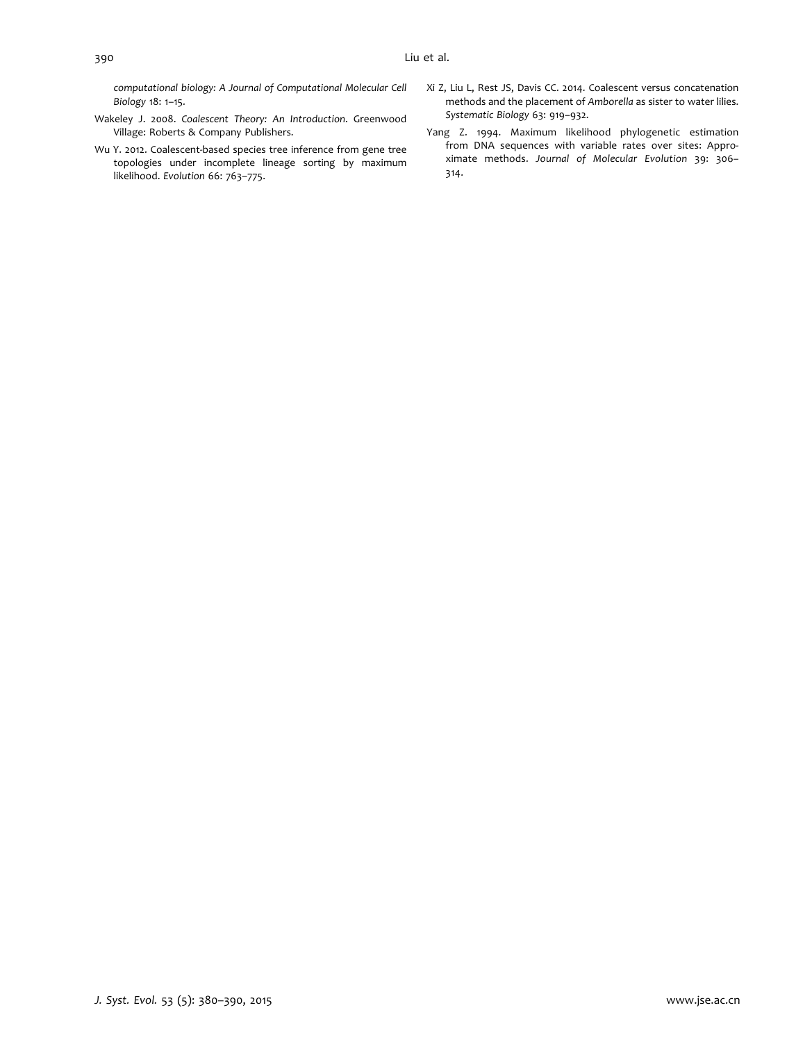*computational biology: A Journal of Computational Molecular Cell Biology* 18: 1–15.

Wakeley J. 2008. *Coalescent Theory: An Introduction*. Greenwood Village: Roberts & Company Publishers.

Wu Y. 2012. Coalescent-based species tree inference from gene tree topologies under incomplete lineage sorting by maximum likelihood. *Evolution* 66: 763–775.

Xi Z, Liu L, Rest JS, Davis CC. 2014. Coalescent versus concatenation methods and the placement of *Amborella* as sister to water lilies. *Systematic Biology* 63: 919–932.

Yang Z. 1994. Maximum likelihood phylogenetic estimation from DNA sequences with variable rates over sites: Approximate methods. *Journal of Molecular Evolution* 39: 306–314.